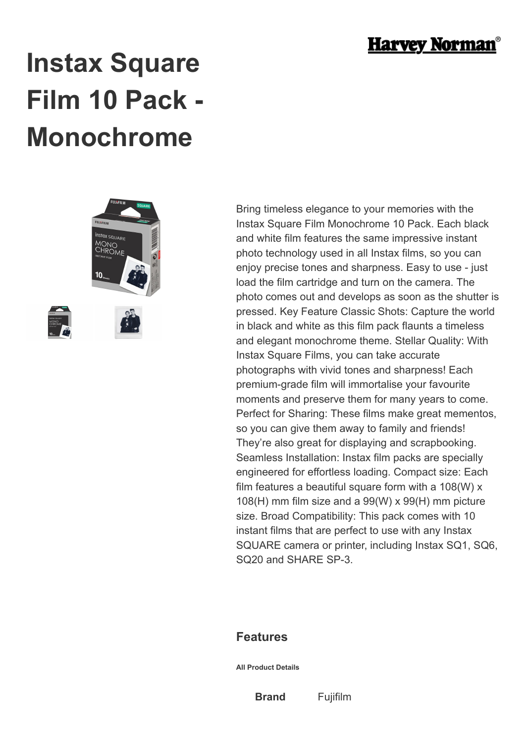# Instax Square Film 10 Pack - Monochrome

Bring timeless elegance to your memories with the Instax Square Film Monochrome 10 Pack. Each black and white film features the same impressive instant photo technology used in all Instax films, so you can enjoy precise tones and sharpness. Easy to use - just load the film cartridge and turn on the camera. The photo comes out and develops as soon as the shutter is pressed. Key Feature Classic Shots: Capture the world in black and white as this film pack flaunts a timeless and elegant monochrome theme. Stellar Quality: With Instax Square Films, you can take accurate photographs with vivid tones and sharpness! Each premium-grade film will immortalise your favourite moments and preserve them for many years to come. Perfect for Sharing: These films make great mementos, so you can give them away to family and friends! They're also great for displaying and scrapbooking. Seamless Installation: Instax film packs are specially engineered for effortless loading. Compact size: Each film features a beautiful square form with a 108(W) x 108(H) mm film size and a 99(W) x 99(H) mm picture size. Broad Compatibility: This pack comes with 10 instant films that are perfect to use with any Instax SQUARE camera or printer, including Instax SQ1, SQ6, SQ20 and SHARE SP-3.

## Features

**All Product Details**

| | |
|---|---|
| **Brand** | Fujifilm |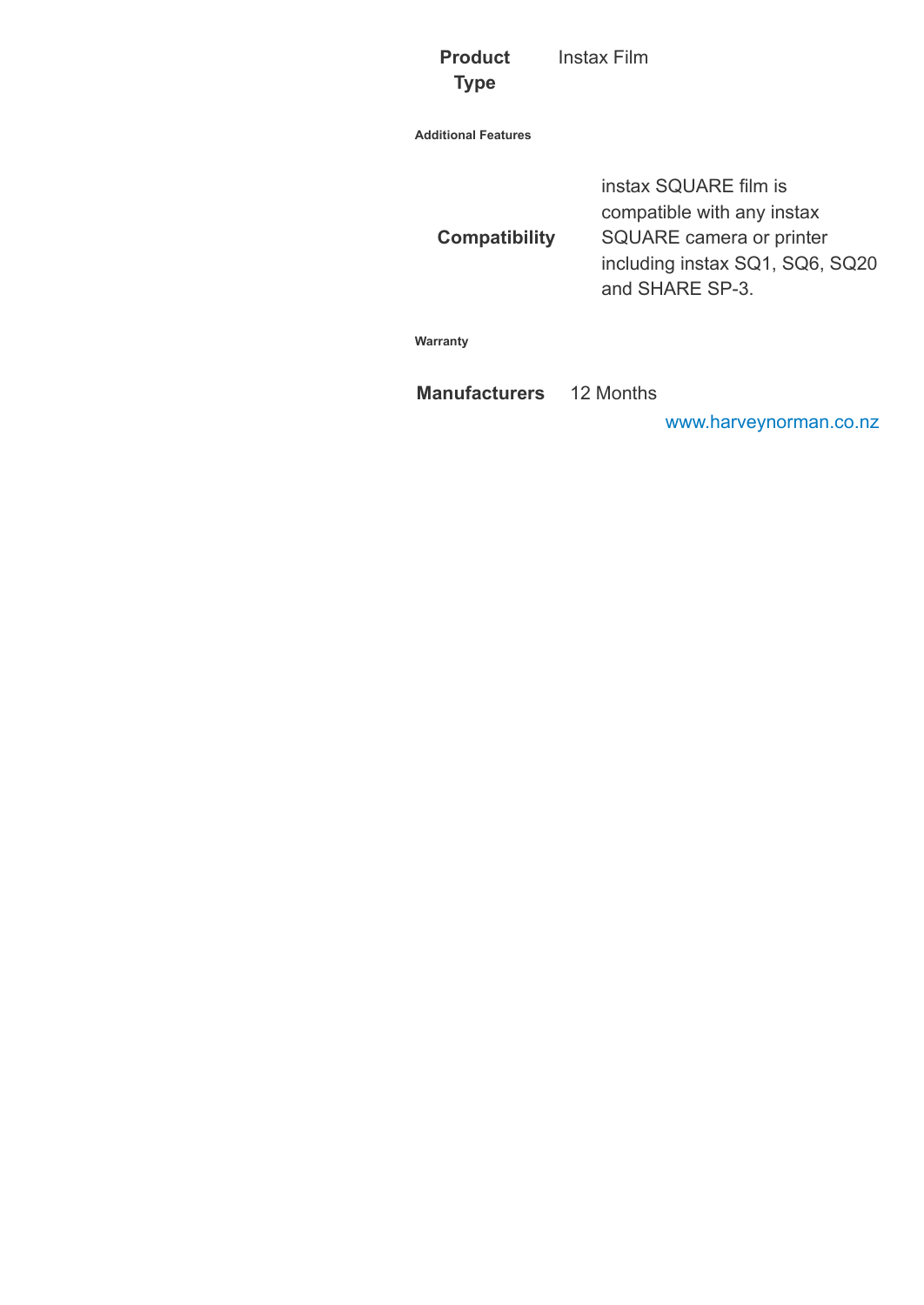| | |
|---|---|
| **Product Type** | Instax Film |

**Additional Features**

| | |
|---|---|
| **Compatibility** | instax SQUARE film is compatible with any instax SQUARE camera or printer including instax SQ1, SQ6, SQ20 and SHARE SP-3. |

**Warranty**

| | |
|---|---|
| **Manufacturers** | 12 Months |

www.harveynorman.co.nz